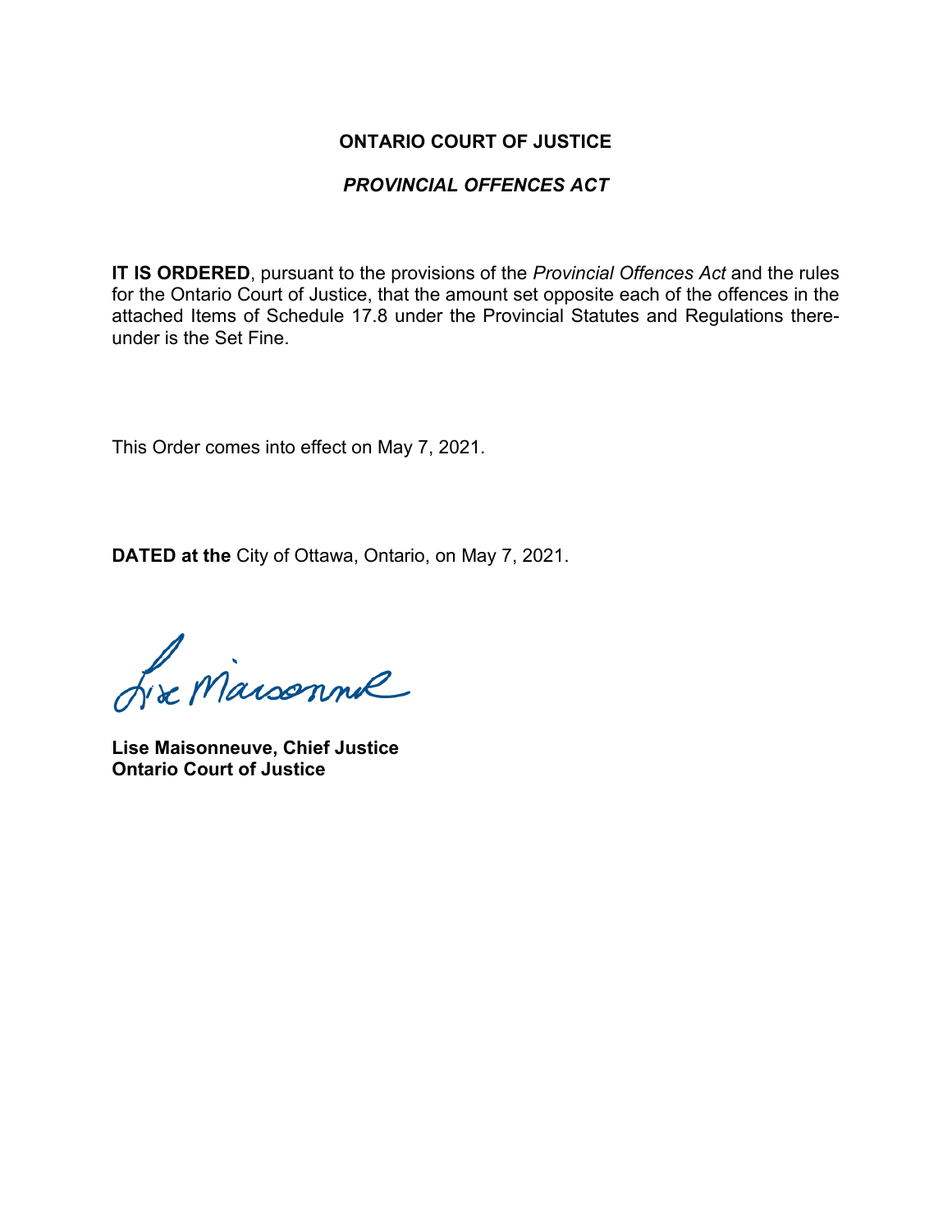**ONTARIO COURT OF JUSTICE**

***PROVINCIAL OFFENCES ACT***

**IT IS ORDERED**, pursuant to the provisions of the *Provincial Offences Act* and the rules for the Ontario Court of Justice, that the amount set opposite each of the offences in the attached Items of Schedule 17.8 under the Provincial Statutes and Regulations thereunder is the Set Fine.

This Order comes into effect on May 7, 2021.

**DATED at the** City of Ottawa, Ontario, on May 7, 2021.

**Lise Maisonneuve, Chief Justice**
**Ontario Court of Justice**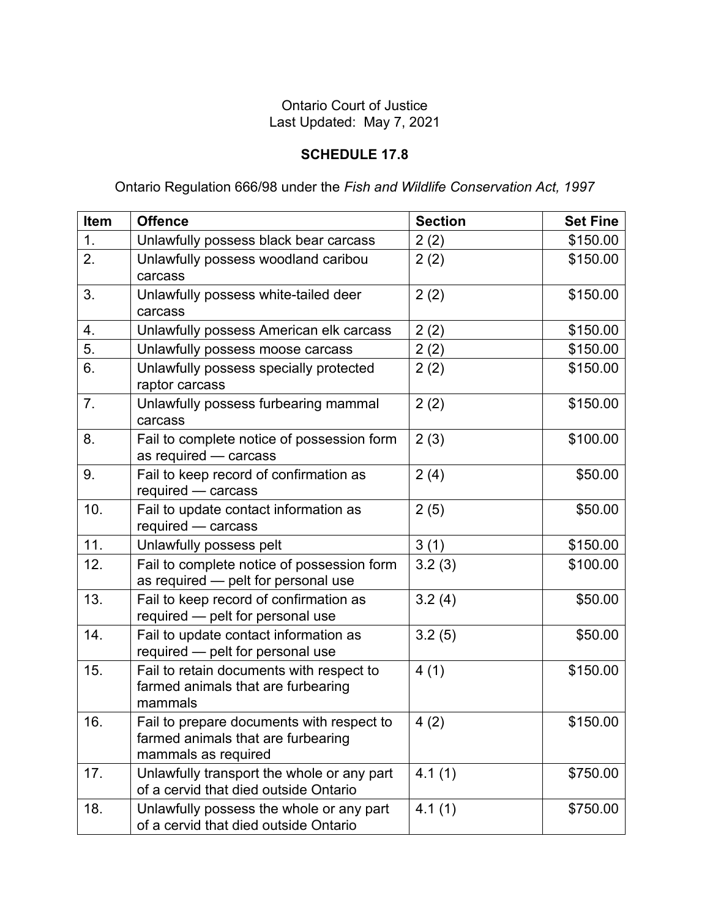Ontario Court of Justice
Last Updated: May 7, 2021

**SCHEDULE 17.8**

Ontario Regulation 666/98 under the *Fish and Wildlife Conservation Act, 1997*

| Item | Offence | Section | Set Fine |
|---|---|---|---:|
| 1. | Unlawfully possess black bear carcass | 2 (2) | $150.00 |
| 2. | Unlawfully possess woodland caribou carcass | 2 (2) | $150.00 |
| 3. | Unlawfully possess white-tailed deer carcass | 2 (2) | $150.00 |
| 4. | Unlawfully possess American elk carcass | 2 (2) | $150.00 |
| 5. | Unlawfully possess moose carcass | 2 (2) | $150.00 |
| 6. | Unlawfully possess specially protected raptor carcass | 2 (2) | $150.00 |
| 7. | Unlawfully possess furbearing mammal carcass | 2 (2) | $150.00 |
| 8. | Fail to complete notice of possession form as required — carcass | 2 (3) | $100.00 |
| 9. | Fail to keep record of confirmation as required — carcass | 2 (4) | $50.00 |
| 10. | Fail to update contact information as required — carcass | 2 (5) | $50.00 |
| 11. | Unlawfully possess pelt | 3 (1) | $150.00 |
| 12. | Fail to complete notice of possession form as required — pelt for personal use | 3.2 (3) | $100.00 |
| 13. | Fail to keep record of confirmation as required — pelt for personal use | 3.2 (4) | $50.00 |
| 14. | Fail to update contact information as required — pelt for personal use | 3.2 (5) | $50.00 |
| 15. | Fail to retain documents with respect to farmed animals that are furbearing mammals | 4 (1) | $150.00 |
| 16. | Fail to prepare documents with respect to farmed animals that are furbearing mammals as required | 4 (2) | $150.00 |
| 17. | Unlawfully transport the whole or any part of a cervid that died outside Ontario | 4.1 (1) | $750.00 |
| 18. | Unlawfully possess the whole or any part of a cervid that died outside Ontario | 4.1 (1) | $750.00 |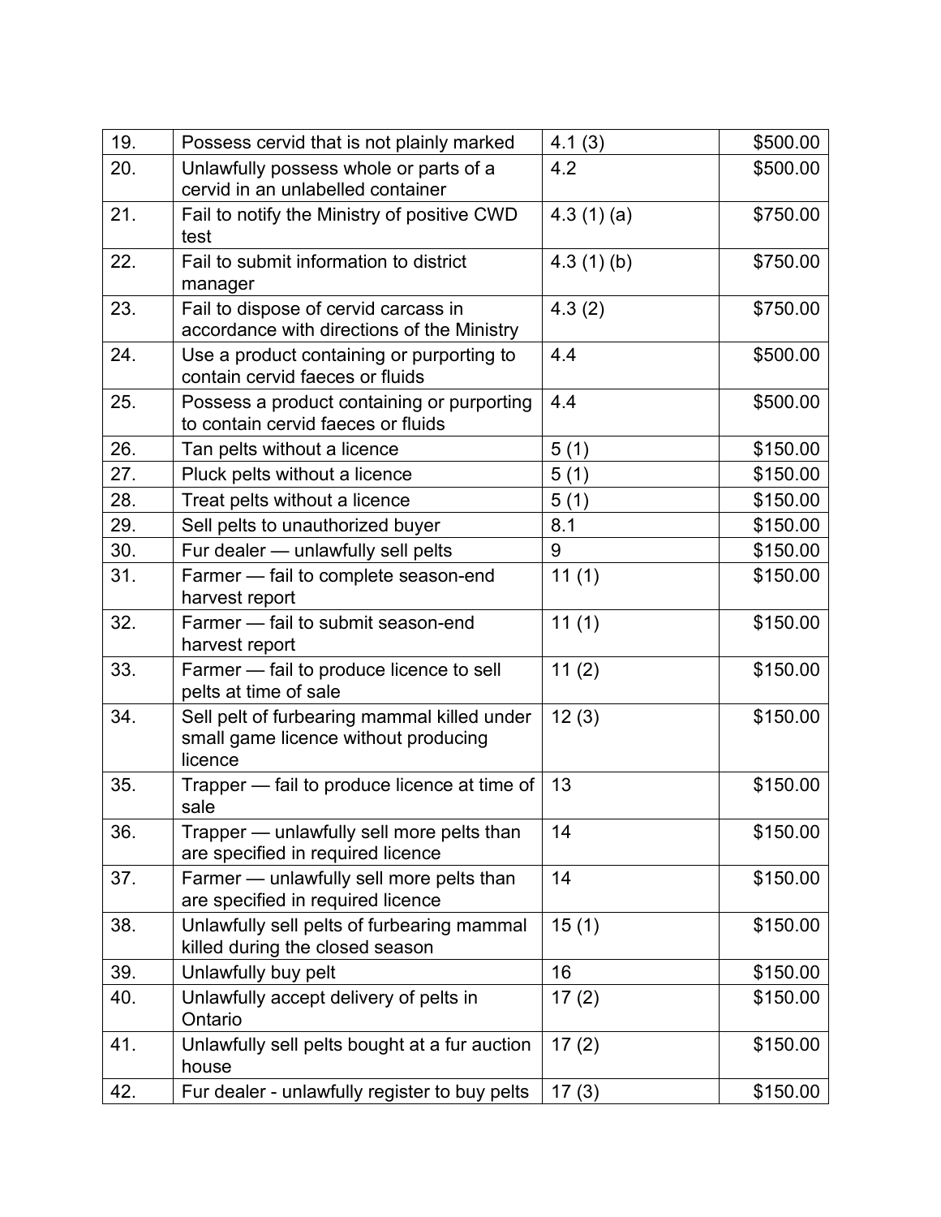| | | | |
|---|---|---|---|
| 19. | Possess cervid that is not plainly marked | 4.1 (3) | $500.00 |
| 20. | Unlawfully possess whole or parts of a cervid in an unlabelled container | 4.2 | $500.00 |
| 21. | Fail to notify the Ministry of positive CWD test | 4.3 (1) (a) | $750.00 |
| 22. | Fail to submit information to district manager | 4.3 (1) (b) | $750.00 |
| 23. | Fail to dispose of cervid carcass in accordance with directions of the Ministry | 4.3 (2) | $750.00 |
| 24. | Use a product containing or purporting to contain cervid faeces or fluids | 4.4 | $500.00 |
| 25. | Possess a product containing or purporting to contain cervid faeces or fluids | 4.4 | $500.00 |
| 26. | Tan pelts without a licence | 5 (1) | $150.00 |
| 27. | Pluck pelts without a licence | 5 (1) | $150.00 |
| 28. | Treat pelts without a licence | 5 (1) | $150.00 |
| 29. | Sell pelts to unauthorized buyer | 8.1 | $150.00 |
| 30. | Fur dealer — unlawfully sell pelts | 9 | $150.00 |
| 31. | Farmer — fail to complete season-end harvest report | 11 (1) | $150.00 |
| 32. | Farmer — fail to submit season-end harvest report | 11 (1) | $150.00 |
| 33. | Farmer — fail to produce licence to sell pelts at time of sale | 11 (2) | $150.00 |
| 34. | Sell pelt of furbearing mammal killed under small game licence without producing licence | 12 (3) | $150.00 |
| 35. | Trapper — fail to produce licence at time of sale | 13 | $150.00 |
| 36. | Trapper — unlawfully sell more pelts than are specified in required licence | 14 | $150.00 |
| 37. | Farmer — unlawfully sell more pelts than are specified in required licence | 14 | $150.00 |
| 38. | Unlawfully sell pelts of furbearing mammal killed during the closed season | 15 (1) | $150.00 |
| 39. | Unlawfully buy pelt | 16 | $150.00 |
| 40. | Unlawfully accept delivery of pelts in Ontario | 17 (2) | $150.00 |
| 41. | Unlawfully sell pelts bought at a fur auction house | 17 (2) | $150.00 |
| 42. | Fur dealer - unlawfully register to buy pelts | 17 (3) | $150.00 |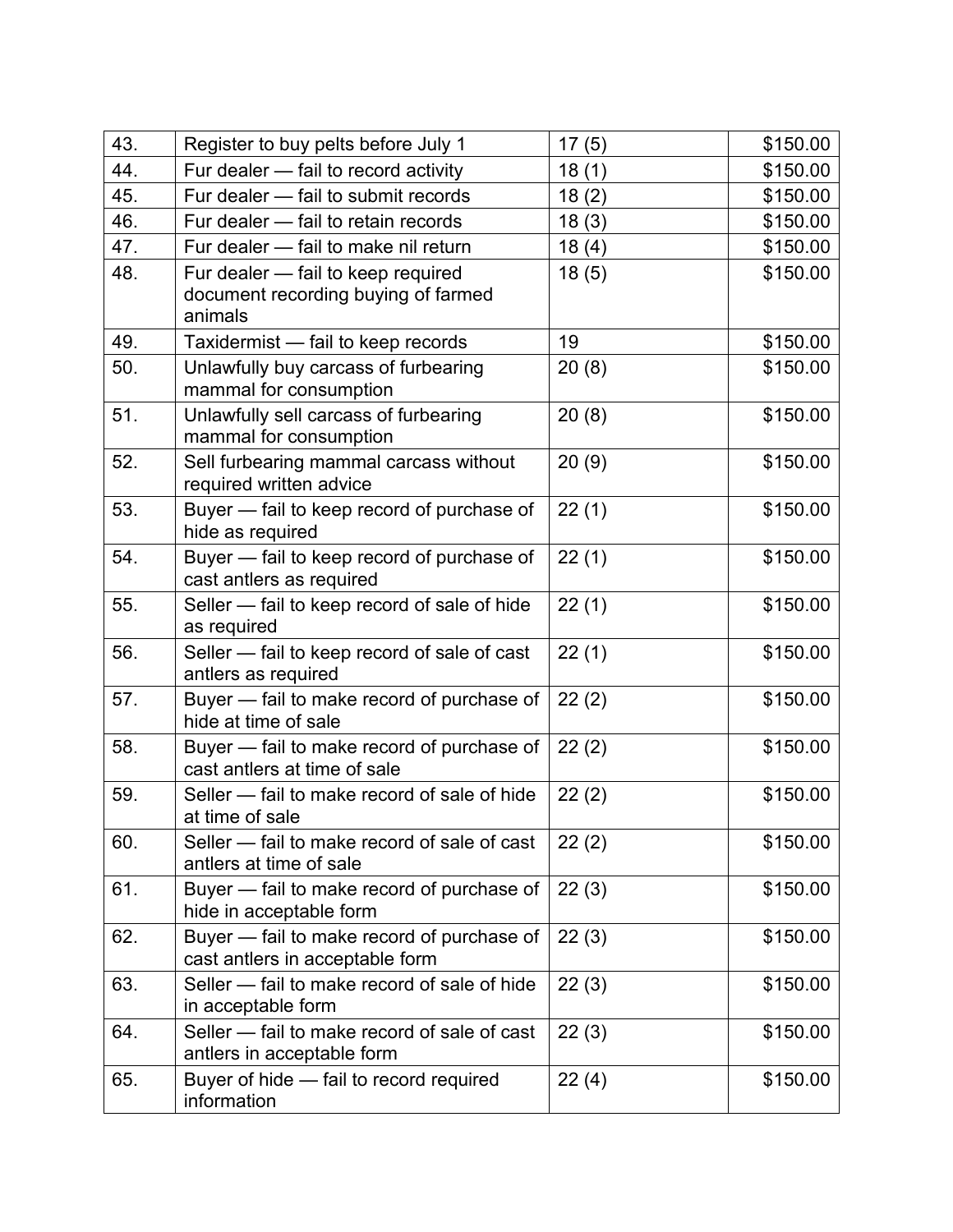| 43. | Register to buy pelts before July 1 | 17 (5) | $150.00 |
|---|---|---|---|
| 44. | Fur dealer — fail to record activity | 18 (1) | $150.00 |
| 45. | Fur dealer — fail to submit records | 18 (2) | $150.00 |
| 46. | Fur dealer — fail to retain records | 18 (3) | $150.00 |
| 47. | Fur dealer — fail to make nil return | 18 (4) | $150.00 |
| 48. | Fur dealer — fail to keep required document recording buying of farmed animals | 18 (5) | $150.00 |
| 49. | Taxidermist — fail to keep records | 19 | $150.00 |
| 50. | Unlawfully buy carcass of furbearing mammal for consumption | 20 (8) | $150.00 |
| 51. | Unlawfully sell carcass of furbearing mammal for consumption | 20 (8) | $150.00 |
| 52. | Sell furbearing mammal carcass without required written advice | 20 (9) | $150.00 |
| 53. | Buyer — fail to keep record of purchase of hide as required | 22 (1) | $150.00 |
| 54. | Buyer — fail to keep record of purchase of cast antlers as required | 22 (1) | $150.00 |
| 55. | Seller — fail to keep record of sale of hide as required | 22 (1) | $150.00 |
| 56. | Seller — fail to keep record of sale of cast antlers as required | 22 (1) | $150.00 |
| 57. | Buyer — fail to make record of purchase of hide at time of sale | 22 (2) | $150.00 |
| 58. | Buyer — fail to make record of purchase of cast antlers at time of sale | 22 (2) | $150.00 |
| 59. | Seller — fail to make record of sale of hide at time of sale | 22 (2) | $150.00 |
| 60. | Seller — fail to make record of sale of cast antlers at time of sale | 22 (2) | $150.00 |
| 61. | Buyer — fail to make record of purchase of hide in acceptable form | 22 (3) | $150.00 |
| 62. | Buyer — fail to make record of purchase of cast antlers in acceptable form | 22 (3) | $150.00 |
| 63. | Seller — fail to make record of sale of hide in acceptable form | 22 (3) | $150.00 |
| 64. | Seller — fail to make record of sale of cast antlers in acceptable form | 22 (3) | $150.00 |
| 65. | Buyer of hide — fail to record required information | 22 (4) | $150.00 |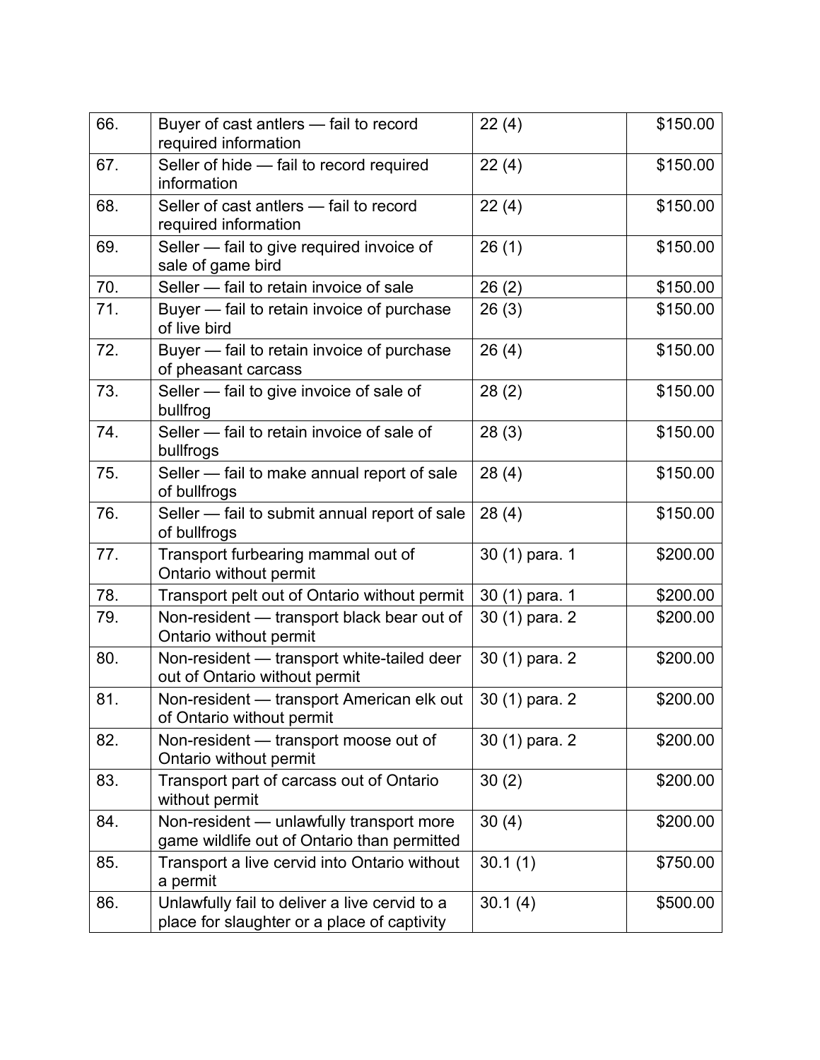| | | | |
|---|---|---|---|
| 66. | Buyer of cast antlers — fail to record required information | 22 (4) | $150.00 |
| 67. | Seller of hide — fail to record required information | 22 (4) | $150.00 |
| 68. | Seller of cast antlers — fail to record required information | 22 (4) | $150.00 |
| 69. | Seller — fail to give required invoice of sale of game bird | 26 (1) | $150.00 |
| 70. | Seller — fail to retain invoice of sale | 26 (2) | $150.00 |
| 71. | Buyer — fail to retain invoice of purchase of live bird | 26 (3) | $150.00 |
| 72. | Buyer — fail to retain invoice of purchase of pheasant carcass | 26 (4) | $150.00 |
| 73. | Seller — fail to give invoice of sale of bullfrog | 28 (2) | $150.00 |
| 74. | Seller — fail to retain invoice of sale of bullfrogs | 28 (3) | $150.00 |
| 75. | Seller — fail to make annual report of sale of bullfrogs | 28 (4) | $150.00 |
| 76. | Seller — fail to submit annual report of sale of bullfrogs | 28 (4) | $150.00 |
| 77. | Transport furbearing mammal out of Ontario without permit | 30 (1) para. 1 | $200.00 |
| 78. | Transport pelt out of Ontario without permit | 30 (1) para. 1 | $200.00 |
| 79. | Non-resident — transport black bear out of Ontario without permit | 30 (1) para. 2 | $200.00 |
| 80. | Non-resident — transport white-tailed deer out of Ontario without permit | 30 (1) para. 2 | $200.00 |
| 81. | Non-resident — transport American elk out of Ontario without permit | 30 (1) para. 2 | $200.00 |
| 82. | Non-resident — transport moose out of Ontario without permit | 30 (1) para. 2 | $200.00 |
| 83. | Transport part of carcass out of Ontario without permit | 30 (2) | $200.00 |
| 84. | Non-resident — unlawfully transport more game wildlife out of Ontario than permitted | 30 (4) | $200.00 |
| 85. | Transport a live cervid into Ontario without a permit | 30.1 (1) | $750.00 |
| 86. | Unlawfully fail to deliver a live cervid to a place for slaughter or a place of captivity | 30.1 (4) | $500.00 |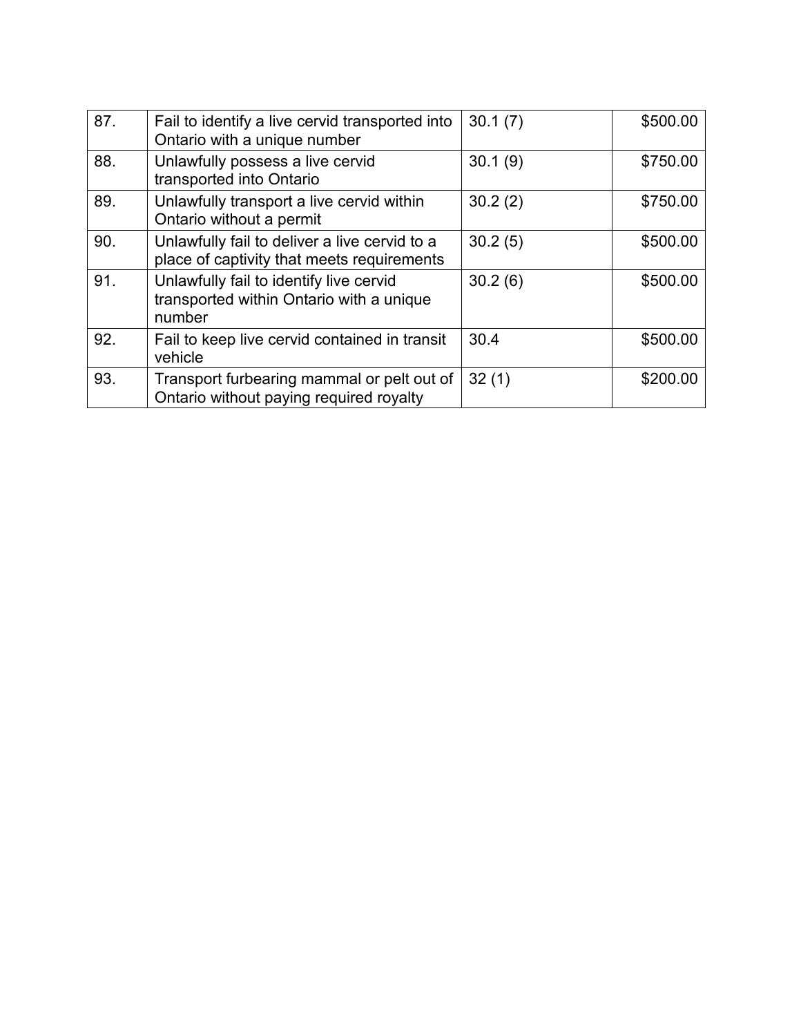| | | | |
|---|---|---|---|
| 87. | Fail to identify a live cervid transported into Ontario with a unique number | 30.1 (7) | $500.00 |
| 88. | Unlawfully possess a live cervid transported into Ontario | 30.1 (9) | $750.00 |
| 89. | Unlawfully transport a live cervid within Ontario without a permit | 30.2 (2) | $750.00 |
| 90. | Unlawfully fail to deliver a live cervid to a place of captivity that meets requirements | 30.2 (5) | $500.00 |
| 91. | Unlawfully fail to identify live cervid transported within Ontario with a unique number | 30.2 (6) | $500.00 |
| 92. | Fail to keep live cervid contained in transit vehicle | 30.4 | $500.00 |
| 93. | Transport furbearing mammal or pelt out of Ontario without paying required royalty | 32 (1) | $200.00 |